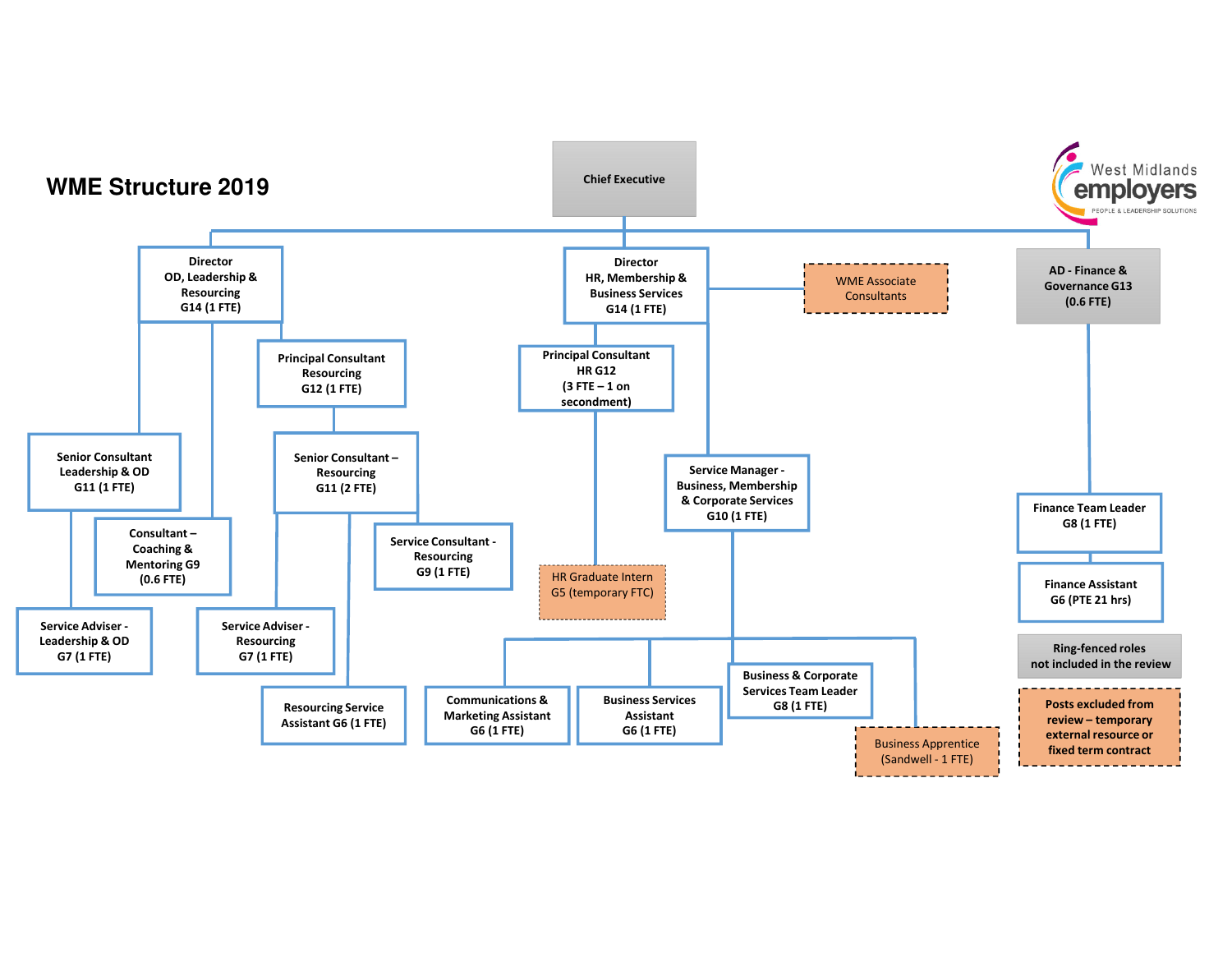# WME Structure 2019

West Midlands employers
PEOPLE & LEADERSHIP SOLUTIONS

- **Chief Executive**
  - **Director OD, Leadership & Resourcing G14 (1 FTE)**
    - **Senior Consultant Leadership & OD G11 (1 FTE)**
      - **Service Adviser - Leadership & OD G7 (1 FTE)**
    - **Consultant – Coaching & Mentoring G9 (0.6 FTE)**
    - **Principal Consultant Resourcing G12 (1 FTE)**
      - **Senior Consultant – Resourcing G11 (2 FTE)**
        - **Service Adviser - Resourcing G7 (1 FTE)**
        - **Service Consultant - Resourcing G9 (1 FTE)**
        - **Resourcing Service Assistant G6 (1 FTE)**
  - **Director HR, Membership & Business Services G14 (1 FTE)**
    - WME Associate Consultants
    - **Principal Consultant HR G12 (3 FTE – 1 on secondment)**
      - HR Graduate Intern G5 (temporary FTC)
    - **Service Manager - Business, Membership & Corporate Services G10 (1 FTE)**
      - **Communications & Marketing Assistant G6 (1 FTE)**
      - **Business Services Assistant G6 (1 FTE)**
      - **Business & Corporate Services Team Leader G8 (1 FTE)**
      - Business Apprentice (Sandwell - 1 FTE)
  - **AD - Finance & Governance G13 (0.6 FTE)**
    - **Finance Team Leader G8 (1 FTE)**
    - **Finance Assistant G6 (PTE 21 hrs)**

**Key:**

- **Ring-fenced roles not included in the review**
- **Posts excluded from review – temporary external resource or fixed term contract**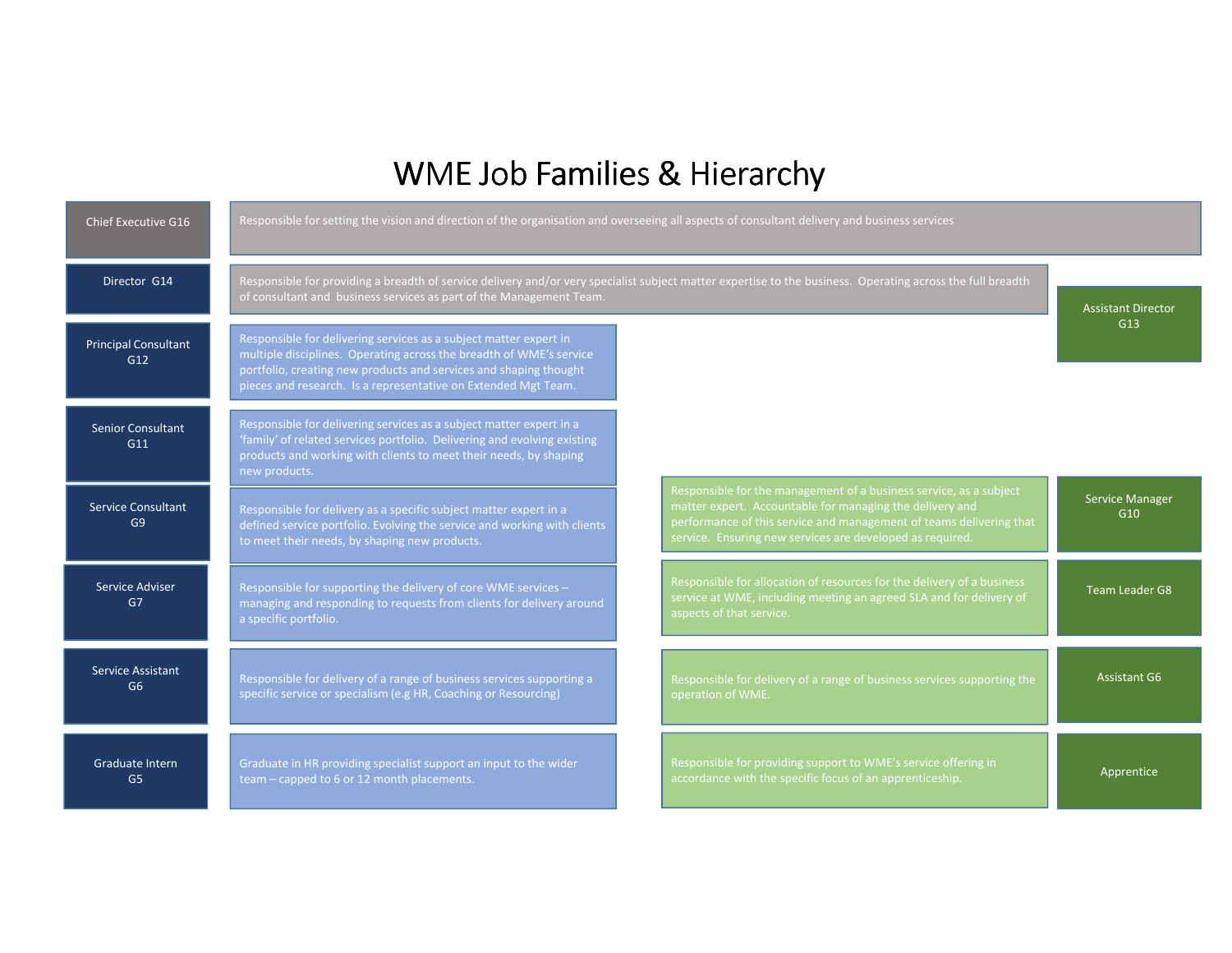# WME Job Families & Hierarchy

| Consultant Job Family | Description | Business Services Description | Business Services Job Family |
| --- | --- | --- | --- |
| Chief Executive G16 | Responsible for setting the vision and direction of the organisation and overseeing all aspects of consultant delivery and business services | | |
| Director G14 | Responsible for providing a breadth of service delivery and/or very specialist subject matter expertise to the business. Operating across the full breadth of consultant and business services as part of the Management Team. | | Assistant Director G13 |
| Principal Consultant G12 | Responsible for delivering services as a subject matter expert in multiple disciplines. Operating across the breadth of WME's service portfolio, creating new products and services and shaping thought pieces and research. Is a representative on Extended Mgt Team. | | |
| Senior Consultant G11 | Responsible for delivering services as a subject matter expert in a 'family' of related services portfolio. Delivering and evolving existing products and working with clients to meet their needs, by shaping new products. | | |
| Service Consultant G9 | Responsible for delivery as a specific subject matter expert in a defined service portfolio. Evolving the service and working with clients to meet their needs, by shaping new products. | Responsible for the management of a business service, as a subject matter expert. Accountable for managing the delivery and performance of this service and management of teams delivering that service. Ensuring new services are developed as required. | Service Manager G10 |
| Service Adviser G7 | Responsible for supporting the delivery of core WME services – managing and responding to requests from clients for delivery around a specific portfolio. | Responsible for allocation of resources for the delivery of a business service at WME, including meeting an agreed SLA and for delivery of aspects of that service. | Team Leader G8 |
| Service Assistant G6 | Responsible for delivery of a range of business services supporting a specific service or specialism (e.g HR, Coaching or Resourcing) | Responsible for delivery of a range of business services supporting the operation of WME. | Assistant G6 |
| Graduate Intern G5 | Graduate in HR providing specialist support an input to the wider team – capped to 6 or 12 month placements. | Responsible for providing support to WME's service offering in accordance with the specific focus of an apprenticeship. | Apprentice |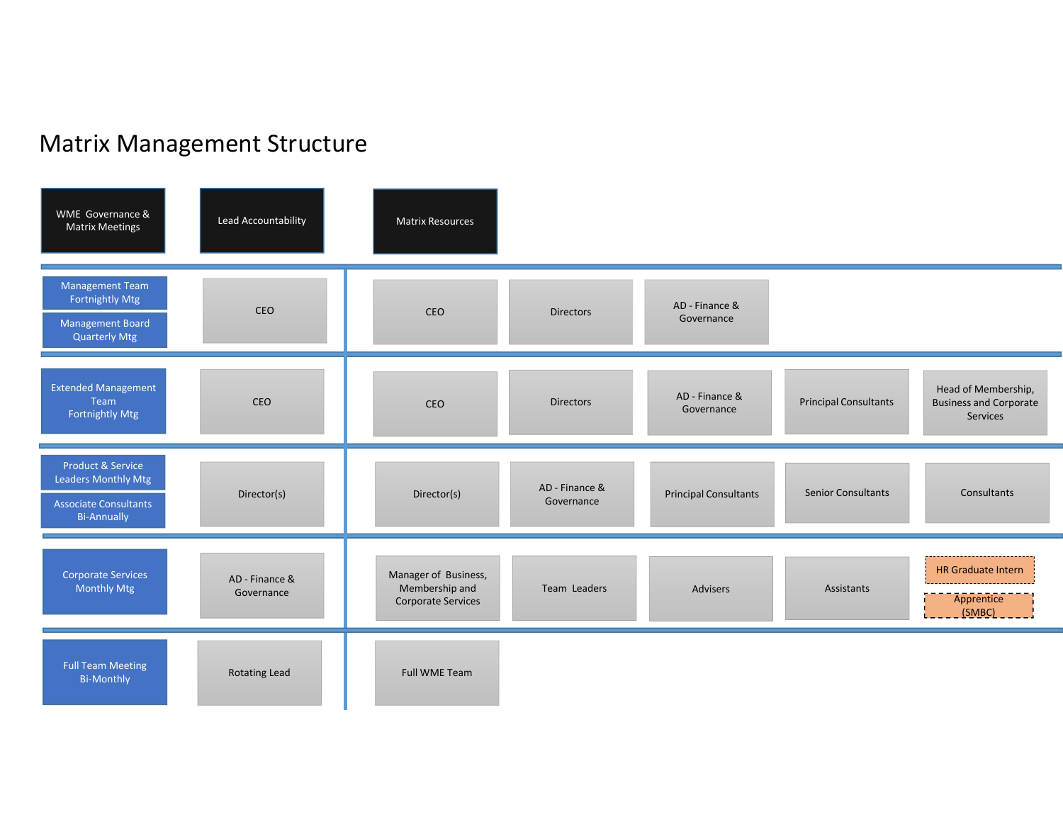# Matrix Management Structure

| WME Governance & Matrix Meetings | Lead Accountability | Matrix Resources | | | | |
|---|---|---|---|---|---|---|
| Management Team Fortnightly Mtg<br>Management Board Quarterly Mtg | CEO | CEO | Directors | AD - Finance & Governance | | |
| Extended Management Team Fortnightly Mtg | CEO | CEO | Directors | AD - Finance & Governance | Principal Consultants | Head of Membership, Business and Corporate Services |
| Product & Service Leaders Monthly Mtg<br>Associate Consultants Bi-Annually | Director(s) | Director(s) | AD - Finance & Governance | Principal Consultants | Senior Consultants | Consultants |
| Corporate Services Monthly Mtg | AD - Finance & Governance | Manager of Business, Membership and Corporate Services | Team Leaders | Advisers | Assistants | HR Graduate Intern<br>Apprentice (SMBC) |
| Full Team Meeting Bi-Monthly | Rotating Lead | Full WME Team | | | | |